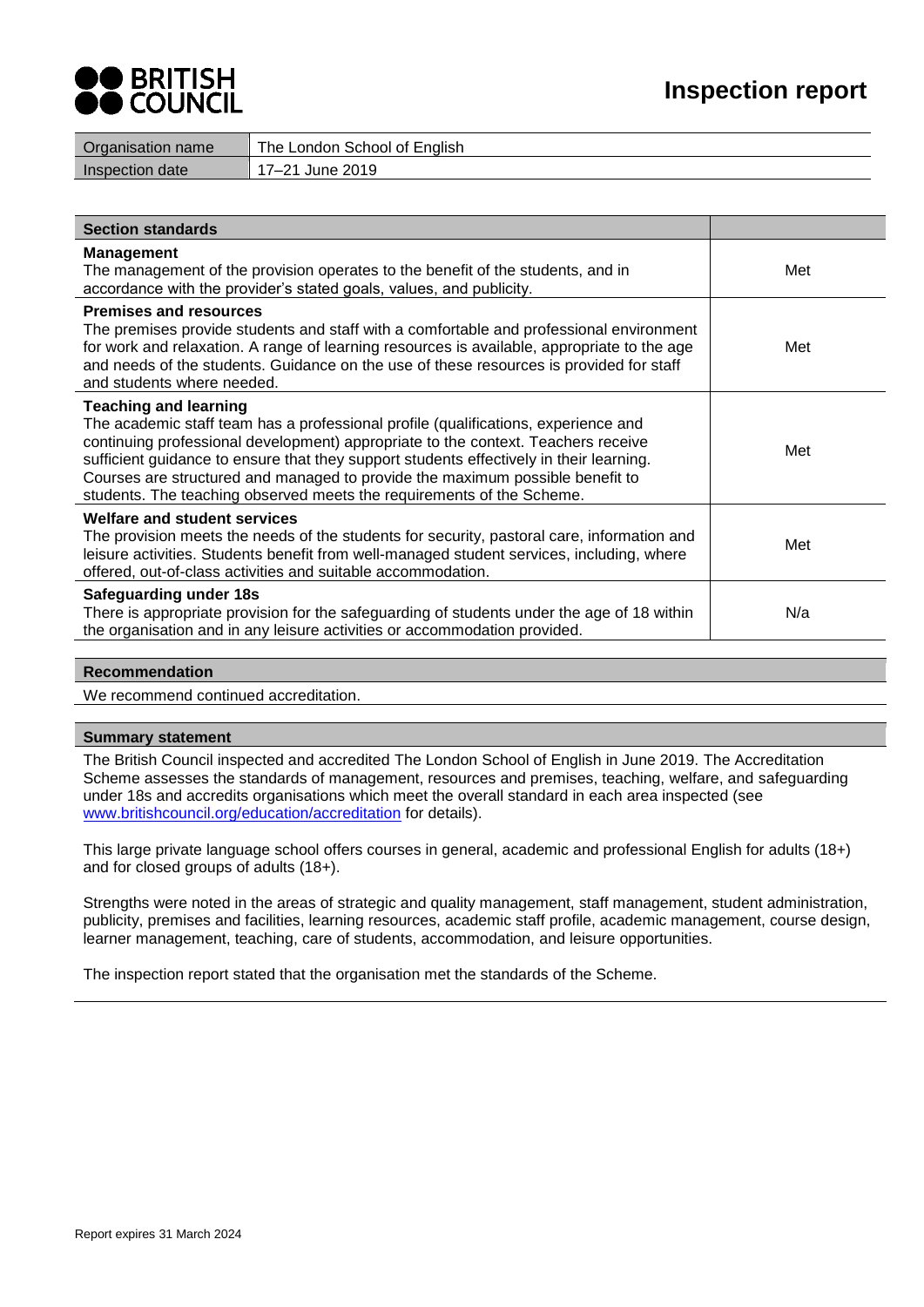# Inspection report

BRITISH COUNCIL

| Organisation name | The London School of English |
| --- | --- |
| Inspection date | 17–21 June 2019 |

| Section standards | |
| --- | --- |
| **Management**<br>The management of the provision operates to the benefit of the students, and in accordance with the provider's stated goals, values, and publicity. | Met |
| **Premises and resources**<br>The premises provide students and staff with a comfortable and professional environment for work and relaxation. A range of learning resources is available, appropriate to the age and needs of the students. Guidance on the use of these resources is provided for staff and students where needed. | Met |
| **Teaching and learning**<br>The academic staff team has a professional profile (qualifications, experience and continuing professional development) appropriate to the context. Teachers receive sufficient guidance to ensure that they support students effectively in their learning. Courses are structured and managed to provide the maximum possible benefit to students. The teaching observed meets the requirements of the Scheme. | Met |
| **Welfare and student services**<br>The provision meets the needs of the students for security, pastoral care, information and leisure activities. Students benefit from well-managed student services, including, where offered, out-of-class activities and suitable accommodation. | Met |
| **Safeguarding under 18s**<br>There is appropriate provision for the safeguarding of students under the age of 18 within the organisation and in any leisure activities or accommodation provided. | N/a |

## Recommendation

We recommend continued accreditation.

## Summary statement

The British Council inspected and accredited The London School of English in June 2019. The Accreditation Scheme assesses the standards of management, resources and premises, teaching, welfare, and safeguarding under 18s and accredits organisations which meet the overall standard in each area inspected (see www.britishcouncil.org/education/accreditation for details).

This large private language school offers courses in general, academic and professional English for adults (18+) and for closed groups of adults (18+).

Strengths were noted in the areas of strategic and quality management, staff management, student administration, publicity, premises and facilities, learning resources, academic staff profile, academic management, course design, learner management, teaching, care of students, accommodation, and leisure opportunities.

The inspection report stated that the organisation met the standards of the Scheme.

Report expires 31 March 2024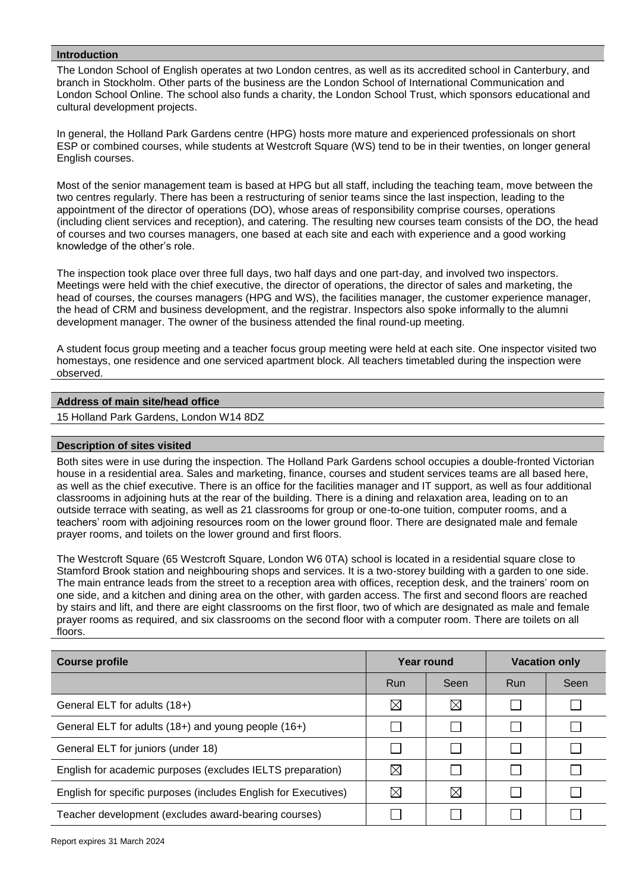## Introduction

The London School of English operates at two London centres, as well as its accredited school in Canterbury, and branch in Stockholm. Other parts of the business are the London School of International Communication and London School Online. The school also funds a charity, the London School Trust, which sponsors educational and cultural development projects.

In general, the Holland Park Gardens centre (HPG) hosts more mature and experienced professionals on short ESP or combined courses, while students at Westcroft Square (WS) tend to be in their twenties, on longer general English courses.

Most of the senior management team is based at HPG but all staff, including the teaching team, move between the two centres regularly. There has been a restructuring of senior teams since the last inspection, leading to the appointment of the director of operations (DO), whose areas of responsibility comprise courses, operations (including client services and reception), and catering. The resulting new courses team consists of the DO, the head of courses and two courses managers, one based at each site and each with experience and a good working knowledge of the other's role.

The inspection took place over three full days, two half days and one part-day, and involved two inspectors. Meetings were held with the chief executive, the director of operations, the director of sales and marketing, the head of courses, the courses managers (HPG and WS), the facilities manager, the customer experience manager, the head of CRM and business development, and the registrar. Inspectors also spoke informally to the alumni development manager. The owner of the business attended the final round-up meeting.

A student focus group meeting and a teacher focus group meeting were held at each site. One inspector visited two homestays, one residence and one serviced apartment block. All teachers timetabled during the inspection were observed.

## Address of main site/head office

15 Holland Park Gardens, London W14 8DZ

## Description of sites visited

Both sites were in use during the inspection. The Holland Park Gardens school occupies a double-fronted Victorian house in a residential area. Sales and marketing, finance, courses and student services teams are all based here, as well as the chief executive. There is an office for the facilities manager and IT support, as well as four additional classrooms in adjoining huts at the rear of the building. There is a dining and relaxation area, leading on to an outside terrace with seating, as well as 21 classrooms for group or one-to-one tuition, computer rooms, and a teachers' room with adjoining resources room on the lower ground floor. There are designated male and female prayer rooms, and toilets on the lower ground and first floors.

The Westcroft Square (65 Westcroft Square, London W6 0TA) school is located in a residential square close to Stamford Brook station and neighbouring shops and services. It is a two-storey building with a garden to one side. The main entrance leads from the street to a reception area with offices, reception desk, and the trainers' room on one side, and a kitchen and dining area on the other, with garden access. The first and second floors are reached by stairs and lift, and there are eight classrooms on the first floor, two of which are designated as male and female prayer rooms as required, and six classrooms on the second floor with a computer room. There are toilets on all floors.

| Course profile | Year round | | Vacation only | |
|---|---|---|---|---|
| | Run | Seen | Run | Seen |
| General ELT for adults (18+) | ☒ | ☒ | ☐ | ☐ |
| General ELT for adults (18+) and young people (16+) | ☐ | ☐ | ☐ | ☐ |
| General ELT for juniors (under 18) | ☐ | ☐ | ☐ | ☐ |
| English for academic purposes (excludes IELTS preparation) | ☒ | ☐ | ☐ | ☐ |
| English for specific purposes (includes English for Executives) | ☒ | ☒ | ☐ | ☐ |
| Teacher development (excludes award-bearing courses) | ☐ | ☐ | ☐ | ☐ |

Report expires 31 March 2024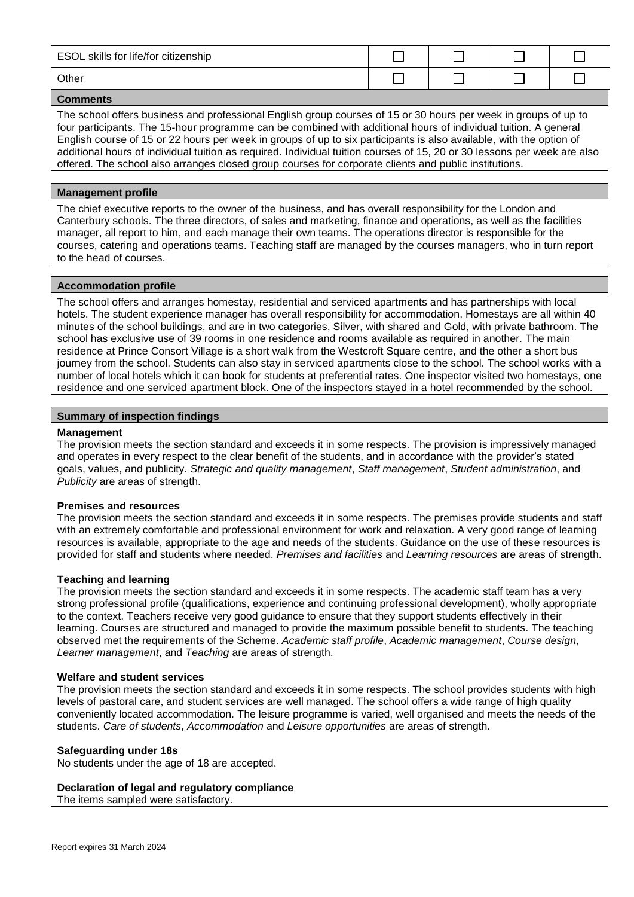| ESOL skills for life/for citizenship | ☐ | ☐ | ☐ | ☐ |
|---|---|---|---|---|
| Other | ☐ | ☐ | ☐ | ☐ |

**Comments**

The school offers business and professional English group courses of 15 or 30 hours per week in groups of up to four participants. The 15-hour programme can be combined with additional hours of individual tuition. A general English course of 15 or 22 hours per week in groups of up to six participants is also available, with the option of additional hours of individual tuition as required. Individual tuition courses of 15, 20 or 30 lessons per week are also offered. The school also arranges closed group courses for corporate clients and public institutions.

**Management profile**

The chief executive reports to the owner of the business, and has overall responsibility for the London and Canterbury schools. The three directors, of sales and marketing, finance and operations, as well as the facilities manager, all report to him, and each manage their own teams. The operations director is responsible for the courses, catering and operations teams. Teaching staff are managed by the courses managers, who in turn report to the head of courses.

**Accommodation profile**

The school offers and arranges homestay, residential and serviced apartments and has partnerships with local hotels. The student experience manager has overall responsibility for accommodation. Homestays are all within 40 minutes of the school buildings, and are in two categories, Silver, with shared and Gold, with private bathroom. The school has exclusive use of 39 rooms in one residence and rooms available as required in another. The main residence at Prince Consort Village is a short walk from the Westcroft Square centre, and the other a short bus journey from the school. Students can also stay in serviced apartments close to the school. The school works with a number of local hotels which it can book for students at preferential rates. One inspector visited two homestays, one residence and one serviced apartment block. One of the inspectors stayed in a hotel recommended by the school.

**Summary of inspection findings**

**Management**
The provision meets the section standard and exceeds it in some respects. The provision is impressively managed and operates in every respect to the clear benefit of the students, and in accordance with the provider's stated goals, values, and publicity. *Strategic and quality management*, *Staff management*, *Student administration*, and *Publicity* are areas of strength.

**Premises and resources**
The provision meets the section standard and exceeds it in some respects. The premises provide students and staff with an extremely comfortable and professional environment for work and relaxation. A very good range of learning resources is available, appropriate to the age and needs of the students. Guidance on the use of these resources is provided for staff and students where needed. *Premises and facilities* and *Learning resources* are areas of strength.

**Teaching and learning**
The provision meets the section standard and exceeds it in some respects. The academic staff team has a very strong professional profile (qualifications, experience and continuing professional development), wholly appropriate to the context. Teachers receive very good guidance to ensure that they support students effectively in their learning. Courses are structured and managed to provide the maximum possible benefit to students. The teaching observed met the requirements of the Scheme. *Academic staff profile*, *Academic management*, *Course design*, *Learner management*, and *Teaching* are areas of strength.

**Welfare and student services**
The provision meets the section standard and exceeds it in some respects. The school provides students with high levels of pastoral care, and student services are well managed. The school offers a wide range of high quality conveniently located accommodation. The leisure programme is varied, well organised and meets the needs of the students. *Care of students*, *Accommodation* and *Leisure opportunities* are areas of strength.

**Safeguarding under 18s**
No students under the age of 18 are accepted.

**Declaration of legal and regulatory compliance**
The items sampled were satisfactory.

Report expires 31 March 2024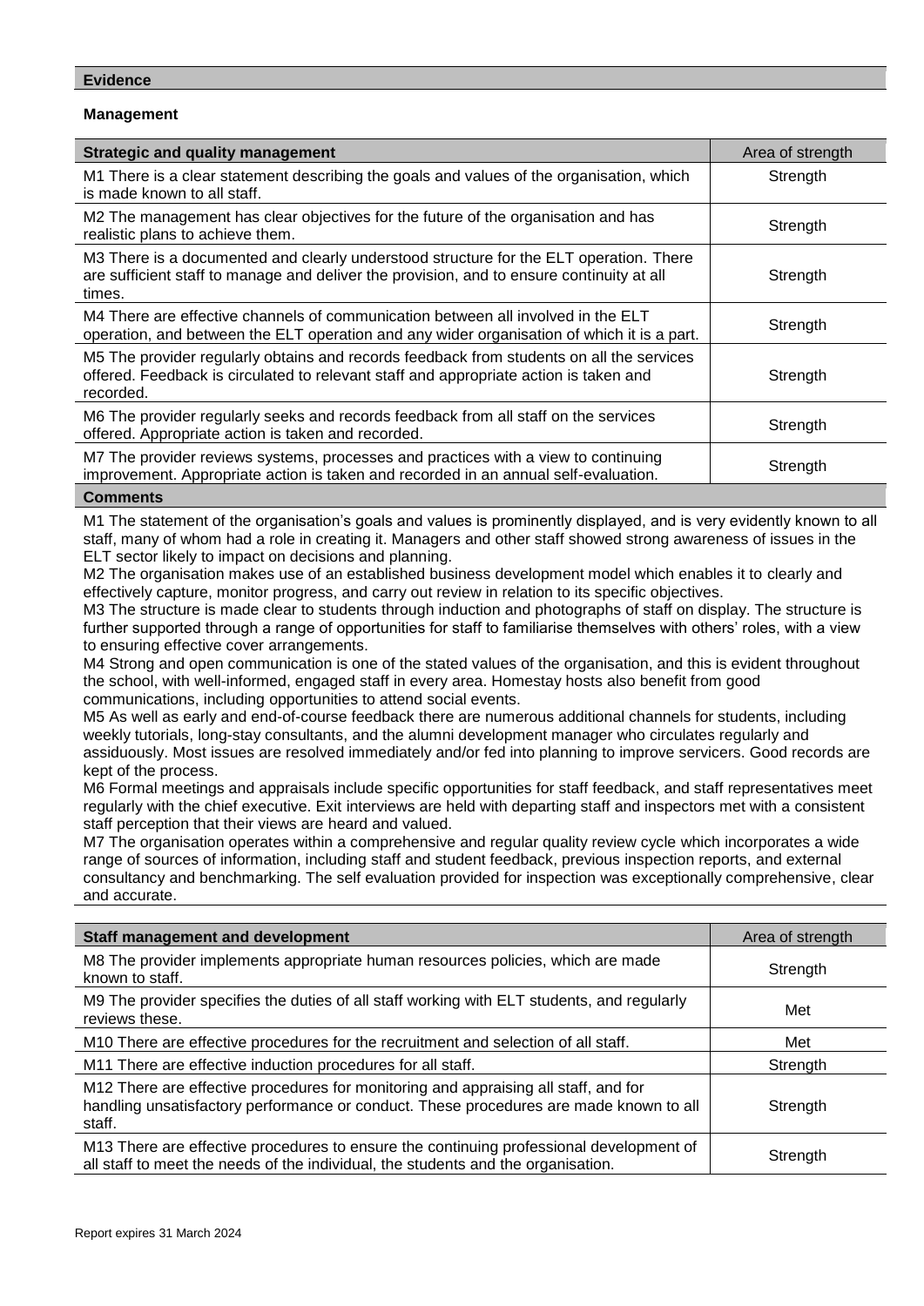**Evidence**

**Management**

| Strategic and quality management | Area of strength |
|---|---|
| M1 There is a clear statement describing the goals and values of the organisation, which is made known to all staff. | Strength |
| M2 The management has clear objectives for the future of the organisation and has realistic plans to achieve them. | Strength |
| M3 There is a documented and clearly understood structure for the ELT operation. There are sufficient staff to manage and deliver the provision, and to ensure continuity at all times. | Strength |
| M4 There are effective channels of communication between all involved in the ELT operation, and between the ELT operation and any wider organisation of which it is a part. | Strength |
| M5 The provider regularly obtains and records feedback from students on all the services offered. Feedback is circulated to relevant staff and appropriate action is taken and recorded. | Strength |
| M6 The provider regularly seeks and records feedback from all staff on the services offered. Appropriate action is taken and recorded. | Strength |
| M7 The provider reviews systems, processes and practices with a view to continuing improvement. Appropriate action is taken and recorded in an annual self-evaluation. | Strength |

**Comments**

M1 The statement of the organisation's goals and values is prominently displayed, and is very evidently known to all staff, many of whom had a role in creating it. Managers and other staff showed strong awareness of issues in the ELT sector likely to impact on decisions and planning.
M2 The organisation makes use of an established business development model which enables it to clearly and effectively capture, monitor progress, and carry out review in relation to its specific objectives.
M3 The structure is made clear to students through induction and photographs of staff on display. The structure is further supported through a range of opportunities for staff to familiarise themselves with others' roles, with a view to ensuring effective cover arrangements.
M4 Strong and open communication is one of the stated values of the organisation, and this is evident throughout the school, with well-informed, engaged staff in every area. Homestay hosts also benefit from good communications, including opportunities to attend social events.
M5 As well as early and end-of-course feedback there are numerous additional channels for students, including weekly tutorials, long-stay consultants, and the alumni development manager who circulates regularly and assiduously. Most issues are resolved immediately and/or fed into planning to improve servicers. Good records are kept of the process.
M6 Formal meetings and appraisals include specific opportunities for staff feedback, and staff representatives meet regularly with the chief executive. Exit interviews are held with departing staff and inspectors met with a consistent staff perception that their views are heard and valued.
M7 The organisation operates within a comprehensive and regular quality review cycle which incorporates a wide range of sources of information, including staff and student feedback, previous inspection reports, and external consultancy and benchmarking. The self evaluation provided for inspection was exceptionally comprehensive, clear and accurate.

| Staff management and development | Area of strength |
|---|---|
| M8 The provider implements appropriate human resources policies, which are made known to staff. | Strength |
| M9 The provider specifies the duties of all staff working with ELT students, and regularly reviews these. | Met |
| M10 There are effective procedures for the recruitment and selection of all staff. | Met |
| M11 There are effective induction procedures for all staff. | Strength |
| M12 There are effective procedures for monitoring and appraising all staff, and for handling unsatisfactory performance or conduct. These procedures are made known to all staff. | Strength |
| M13 There are effective procedures to ensure the continuing professional development of all staff to meet the needs of the individual, the students and the organisation. | Strength |

Report expires 31 March 2024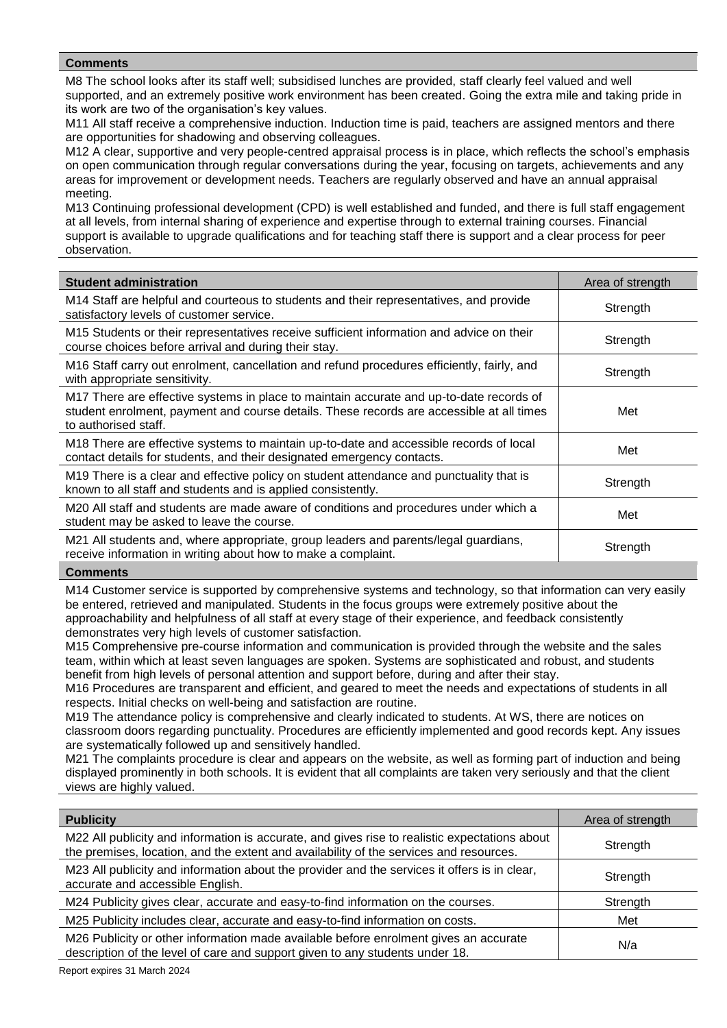| Comments |
| --- |
| M8 The school looks after its staff well; subsidised lunches are provided, staff clearly feel valued and well supported, and an extremely positive work environment has been created. Going the extra mile and taking pride in its work are two of the organisation's key values.<br>M11 All staff receive a comprehensive induction. Induction time is paid, teachers are assigned mentors and there are opportunities for shadowing and observing colleagues.<br>M12 A clear, supportive and very people-centred appraisal process is in place, which reflects the school's emphasis on open communication through regular conversations during the year, focusing on targets, achievements and any areas for improvement or development needs. Teachers are regularly observed and have an annual appraisal meeting.<br>M13 Continuing professional development (CPD) is well established and funded, and there is full staff engagement at all levels, from internal sharing of experience and expertise through to external training courses. Financial support is available to upgrade qualifications and for teaching staff there is support and a clear process for peer observation. |

| **Student administration** | Area of strength |
| --- | --- |
| M14 Staff are helpful and courteous to students and their representatives, and provide satisfactory levels of customer service. | Strength |
| M15 Students or their representatives receive sufficient information and advice on their course choices before arrival and during their stay. | Strength |
| M16 Staff carry out enrolment, cancellation and refund procedures efficiently, fairly, and with appropriate sensitivity. | Strength |
| M17 There are effective systems in place to maintain accurate and up-to-date records of student enrolment, payment and course details. These records are accessible at all times to authorised staff. | Met |
| M18 There are effective systems to maintain up-to-date and accessible records of local contact details for students, and their designated emergency contacts. | Met |
| M19 There is a clear and effective policy on student attendance and punctuality that is known to all staff and students and is applied consistently. | Strength |
| M20 All staff and students are made aware of conditions and procedures under which a student may be asked to leave the course. | Met |
| M21 All students and, where appropriate, group leaders and parents/legal guardians, receive information in writing about how to make a complaint. | Strength |

| Comments |
| --- |
| M14 Customer service is supported by comprehensive systems and technology, so that information can very easily be entered, retrieved and manipulated. Students in the focus groups were extremely positive about the approachability and helpfulness of all staff at every stage of their experience, and feedback consistently demonstrates very high levels of customer satisfaction.<br>M15 Comprehensive pre-course information and communication is provided through the website and the sales team, within which at least seven languages are spoken. Systems are sophisticated and robust, and students benefit from high levels of personal attention and support before, during and after their stay.<br>M16 Procedures are transparent and efficient, and geared to meet the needs and expectations of students in all respects. Initial checks on well-being and satisfaction are routine.<br>M19 The attendance policy is comprehensive and clearly indicated to students. At WS, there are notices on classroom doors regarding punctuality. Procedures are efficiently implemented and good records kept. Any issues are systematically followed up and sensitively handled.<br>M21 The complaints procedure is clear and appears on the website, as well as forming part of induction and being displayed prominently in both schools. It is evident that all complaints are taken very seriously and that the client views are highly valued. |

| **Publicity** | Area of strength |
| --- | --- |
| M22 All publicity and information is accurate, and gives rise to realistic expectations about the premises, location, and the extent and availability of the services and resources. | Strength |
| M23 All publicity and information about the provider and the services it offers is in clear, accurate and accessible English. | Strength |
| M24 Publicity gives clear, accurate and easy-to-find information on the courses. | Strength |
| M25 Publicity includes clear, accurate and easy-to-find information on costs. | Met |
| M26 Publicity or other information made available before enrolment gives an accurate description of the level of care and support given to any students under 18. | N/a |

Report expires 31 March 2024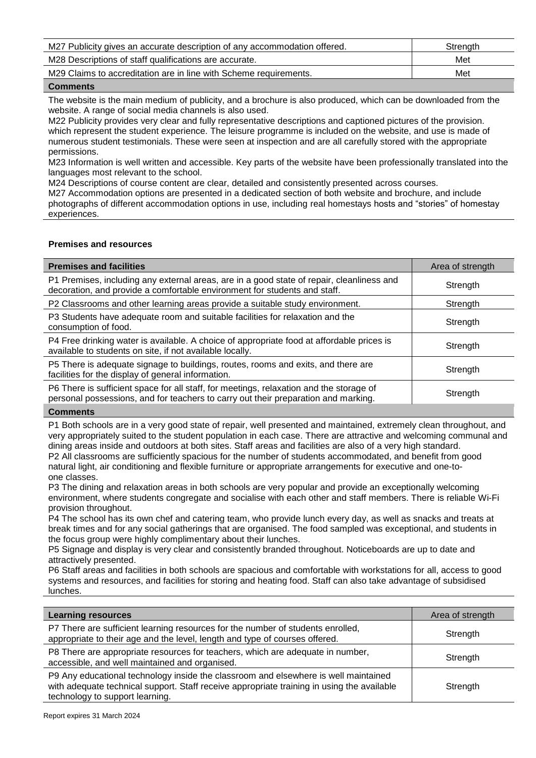| M27 Publicity gives an accurate description of any accommodation offered. | Strength |
|---|---|
| M28 Descriptions of staff qualifications are accurate. | Met |
| M29 Claims to accreditation are in line with Scheme requirements. | Met |

**Comments**

The website is the main medium of publicity, and a brochure is also produced, which can be downloaded from the website. A range of social media channels is also used.
M22 Publicity provides very clear and fully representative descriptions and captioned pictures of the provision. which represent the student experience. The leisure programme is included on the website, and use is made of numerous student testimonials. These were seen at inspection and are all carefully stored with the appropriate permissions.
M23 Information is well written and accessible. Key parts of the website have been professionally translated into the languages most relevant to the school.
M24 Descriptions of course content are clear, detailed and consistently presented across courses.
M27 Accommodation options are presented in a dedicated section of both website and brochure, and include photographs of different accommodation options in use, including real homestays hosts and "stories" of homestay experiences.

**Premises and resources**

| Premises and facilities | Area of strength |
|---|---|
| P1 Premises, including any external areas, are in a good state of repair, cleanliness and decoration, and provide a comfortable environment for students and staff. | Strength |
| P2 Classrooms and other learning areas provide a suitable study environment. | Strength |
| P3 Students have adequate room and suitable facilities for relaxation and the consumption of food. | Strength |
| P4 Free drinking water is available. A choice of appropriate food at affordable prices is available to students on site, if not available locally. | Strength |
| P5 There is adequate signage to buildings, routes, rooms and exits, and there are facilities for the display of general information. | Strength |
| P6 There is sufficient space for all staff, for meetings, relaxation and the storage of personal possessions, and for teachers to carry out their preparation and marking. | Strength |

**Comments**

P1 Both schools are in a very good state of repair, well presented and maintained, extremely clean throughout, and very appropriately suited to the student population in each case. There are attractive and welcoming communal and dining areas inside and outdoors at both sites. Staff areas and facilities are also of a very high standard.
P2 All classrooms are sufficiently spacious for the number of students accommodated, and benefit from good natural light, air conditioning and flexible furniture or appropriate arrangements for executive and one-to-one classes.
P3 The dining and relaxation areas in both schools are very popular and provide an exceptionally welcoming environment, where students congregate and socialise with each other and staff members. There is reliable Wi-Fi provision throughout.
P4 The school has its own chef and catering team, who provide lunch every day, as well as snacks and treats at break times and for any social gatherings that are organised. The food sampled was exceptional, and students in the focus group were highly complimentary about their lunches.
P5 Signage and display is very clear and consistently branded throughout. Noticeboards are up to date and attractively presented.
P6 Staff areas and facilities in both schools are spacious and comfortable with workstations for all, access to good systems and resources, and facilities for storing and heating food. Staff can also take advantage of subsidised lunches.

| Learning resources | Area of strength |
|---|---|
| P7 There are sufficient learning resources for the number of students enrolled, appropriate to their age and the level, length and type of courses offered. | Strength |
| P8 There are appropriate resources for teachers, which are adequate in number, accessible, and well maintained and organised. | Strength |
| P9 Any educational technology inside the classroom and elsewhere is well maintained with adequate technical support. Staff receive appropriate training in using the available technology to support learning. | Strength |

Report expires 31 March 2024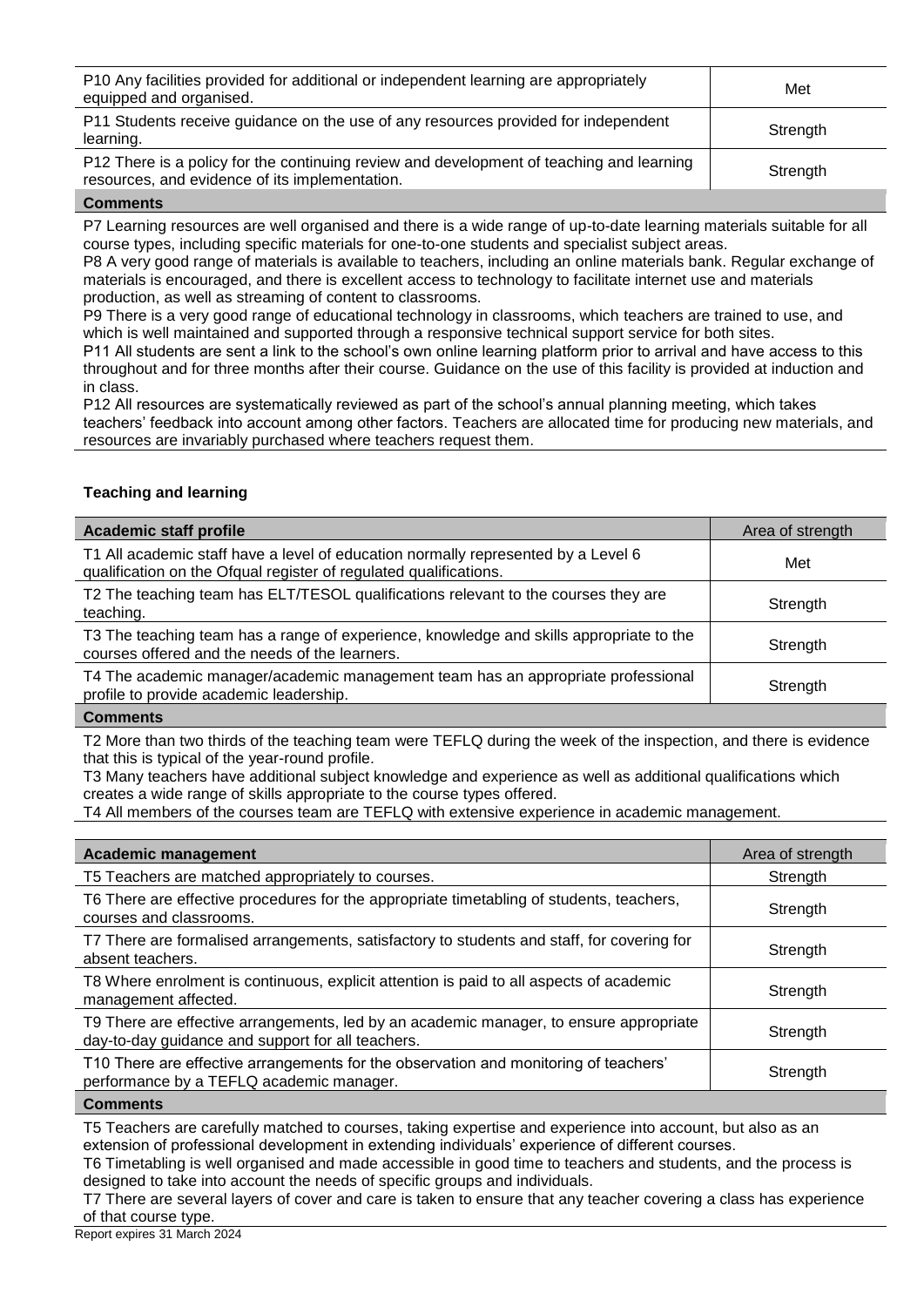| | |
|---|---|
| P10 Any facilities provided for additional or independent learning are appropriately equipped and organised. | Met |
| P11 Students receive guidance on the use of any resources provided for independent learning. | Strength |
| P12 There is a policy for the continuing review and development of teaching and learning resources, and evidence of its implementation. | Strength |

**Comments**

P7 Learning resources are well organised and there is a wide range of up-to-date learning materials suitable for all course types, including specific materials for one-to-one students and specialist subject areas.
P8 A very good range of materials is available to teachers, including an online materials bank. Regular exchange of materials is encouraged, and there is excellent access to technology to facilitate internet use and materials production, as well as streaming of content to classrooms.
P9 There is a very good range of educational technology in classrooms, which teachers are trained to use, and which is well maintained and supported through a responsive technical support service for both sites.
P11 All students are sent a link to the school's own online learning platform prior to arrival and have access to this throughout and for three months after their course. Guidance on the use of this facility is provided at induction and in class.
P12 All resources are systematically reviewed as part of the school's annual planning meeting, which takes teachers' feedback into account among other factors. Teachers are allocated time for producing new materials, and resources are invariably purchased where teachers request them.

### Teaching and learning

| Academic staff profile | Area of strength |
|---|---|
| T1 All academic staff have a level of education normally represented by a Level 6 qualification on the Ofqual register of regulated qualifications. | Met |
| T2 The teaching team has ELT/TESOL qualifications relevant to the courses they are teaching. | Strength |
| T3 The teaching team has a range of experience, knowledge and skills appropriate to the courses offered and the needs of the learners. | Strength |
| T4 The academic manager/academic management team has an appropriate professional profile to provide academic leadership. | Strength |

**Comments**

T2 More than two thirds of the teaching team were TEFLQ during the week of the inspection, and there is evidence that this is typical of the year-round profile.
T3 Many teachers have additional subject knowledge and experience as well as additional qualifications which creates a wide range of skills appropriate to the course types offered.
T4 All members of the courses team are TEFLQ with extensive experience in academic management.

| Academic management | Area of strength |
|---|---|
| T5 Teachers are matched appropriately to courses. | Strength |
| T6 There are effective procedures for the appropriate timetabling of students, teachers, courses and classrooms. | Strength |
| T7 There are formalised arrangements, satisfactory to students and staff, for covering for absent teachers. | Strength |
| T8 Where enrolment is continuous, explicit attention is paid to all aspects of academic management affected. | Strength |
| T9 There are effective arrangements, led by an academic manager, to ensure appropriate day-to-day guidance and support for all teachers. | Strength |
| T10 There are effective arrangements for the observation and monitoring of teachers' performance by a TEFLQ academic manager. | Strength |

**Comments**

T5 Teachers are carefully matched to courses, taking expertise and experience into account, but also as an extension of professional development in extending individuals' experience of different courses.
T6 Timetabling is well organised and made accessible in good time to teachers and students, and the process is designed to take into account the needs of specific groups and individuals.
T7 There are several layers of cover and care is taken to ensure that any teacher covering a class has experience of that course type.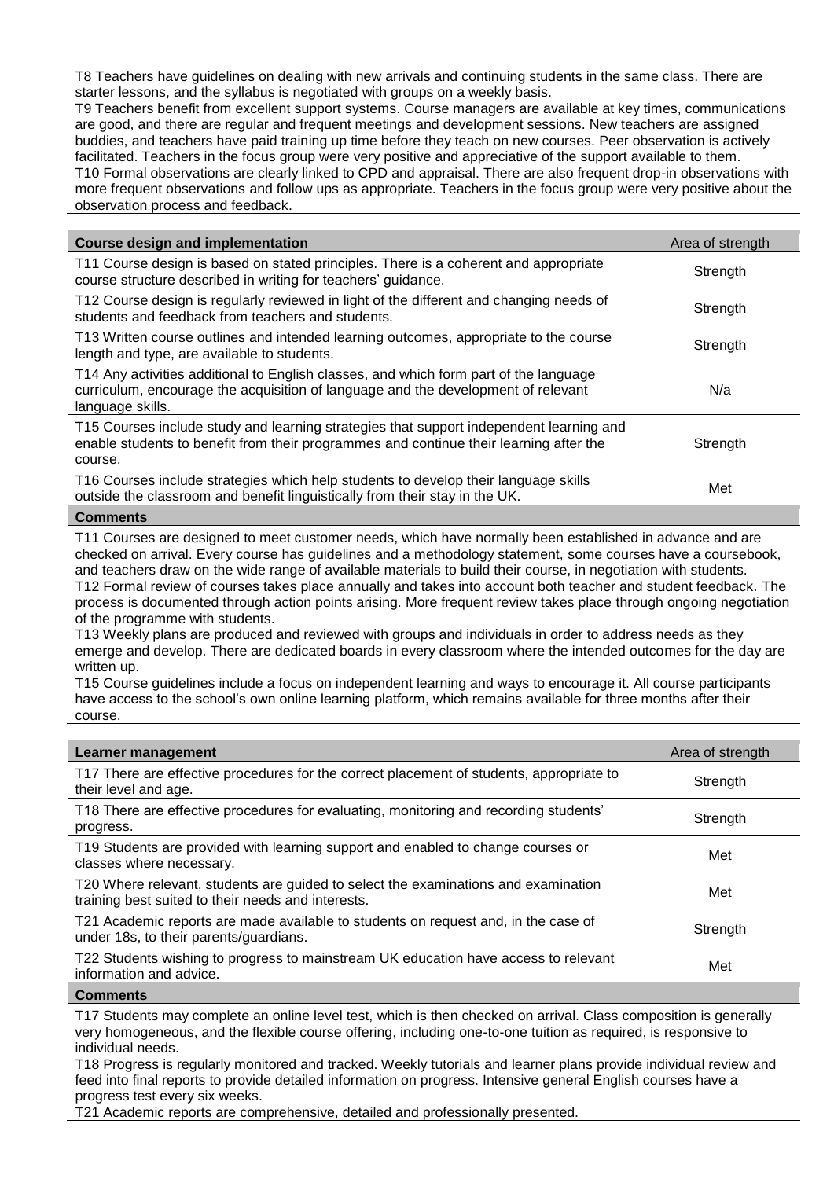T8 Teachers have guidelines on dealing with new arrivals and continuing students in the same class. There are starter lessons, and the syllabus is negotiated with groups on a weekly basis.
T9 Teachers benefit from excellent support systems. Course managers are available at key times, communications are good, and there are regular and frequent meetings and development sessions. New teachers are assigned buddies, and teachers have paid training up time before they teach on new courses. Peer observation is actively facilitated. Teachers in the focus group were very positive and appreciative of the support available to them.
T10 Formal observations are clearly linked to CPD and appraisal. There are also frequent drop-in observations with more frequent observations and follow ups as appropriate. Teachers in the focus group were very positive about the observation process and feedback.

| Course design and implementation | Area of strength |
|---|---|
| T11 Course design is based on stated principles. There is a coherent and appropriate course structure described in writing for teachers' guidance. | Strength |
| T12 Course design is regularly reviewed in light of the different and changing needs of students and feedback from teachers and students. | Strength |
| T13 Written course outlines and intended learning outcomes, appropriate to the course length and type, are available to students. | Strength |
| T14 Any activities additional to English classes, and which form part of the language curriculum, encourage the acquisition of language and the development of relevant language skills. | N/a |
| T15 Courses include study and learning strategies that support independent learning and enable students to benefit from their programmes and continue their learning after the course. | Strength |
| T16 Courses include strategies which help students to develop their language skills outside the classroom and benefit linguistically from their stay in the UK. | Met |

**Comments**

T11 Courses are designed to meet customer needs, which have normally been established in advance and are checked on arrival. Every course has guidelines and a methodology statement, some courses have a coursebook, and teachers draw on the wide range of available materials to build their course, in negotiation with students.
T12 Formal review of courses takes place annually and takes into account both teacher and student feedback. The process is documented through action points arising. More frequent review takes place through ongoing negotiation of the programme with students.
T13 Weekly plans are produced and reviewed with groups and individuals in order to address needs as they emerge and develop. There are dedicated boards in every classroom where the intended outcomes for the day are written up.
T15 Course guidelines include a focus on independent learning and ways to encourage it. All course participants have access to the school's own online learning platform, which remains available for three months after their course.

| Learner management | Area of strength |
|---|---|
| T17 There are effective procedures for the correct placement of students, appropriate to their level and age. | Strength |
| T18 There are effective procedures for evaluating, monitoring and recording students' progress. | Strength |
| T19 Students are provided with learning support and enabled to change courses or classes where necessary. | Met |
| T20 Where relevant, students are guided to select the examinations and examination training best suited to their needs and interests. | Met |
| T21 Academic reports are made available to students on request and, in the case of under 18s, to their parents/guardians. | Strength |
| T22 Students wishing to progress to mainstream UK education have access to relevant information and advice. | Met |

**Comments**

T17 Students may complete an online level test, which is then checked on arrival. Class composition is generally very homogeneous, and the flexible course offering, including one-to-one tuition as required, is responsive to individual needs.
T18 Progress is regularly monitored and tracked. Weekly tutorials and learner plans provide individual review and feed into final reports to provide detailed information on progress. Intensive general English courses have a progress test every six weeks.
T21 Academic reports are comprehensive, detailed and professionally presented.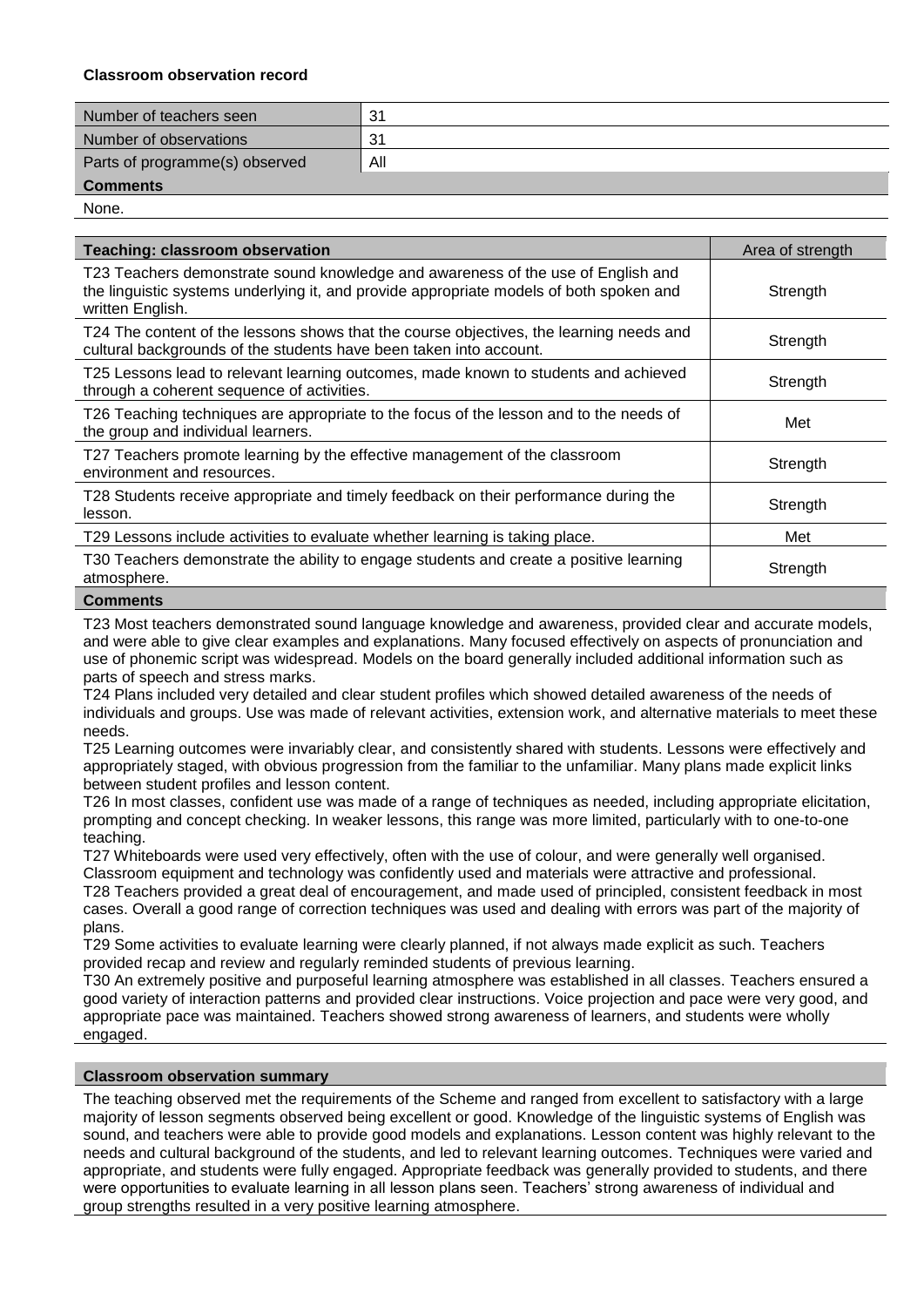**Classroom observation record**

| Number of teachers seen | 31 |
| --- | --- |
| Number of observations | 31 |
| Parts of programme(s) observed | All |
| **Comments** | |
| None. | |

| **Teaching: classroom observation** | Area of strength |
| --- | --- |
| T23 Teachers demonstrate sound knowledge and awareness of the use of English and the linguistic systems underlying it, and provide appropriate models of both spoken and written English. | Strength |
| T24 The content of the lessons shows that the course objectives, the learning needs and cultural backgrounds of the students have been taken into account. | Strength |
| T25 Lessons lead to relevant learning outcomes, made known to students and achieved through a coherent sequence of activities. | Strength |
| T26 Teaching techniques are appropriate to the focus of the lesson and to the needs of the group and individual learners. | Met |
| T27 Teachers promote learning by the effective management of the classroom environment and resources. | Strength |
| T28 Students receive appropriate and timely feedback on their performance during the lesson. | Strength |
| T29 Lessons include activities to evaluate whether learning is taking place. | Met |
| T30 Teachers demonstrate the ability to engage students and create a positive learning atmosphere. | Strength |

**Comments**

T23 Most teachers demonstrated sound language knowledge and awareness, provided clear and accurate models, and were able to give clear examples and explanations. Many focused effectively on aspects of pronunciation and use of phonemic script was widespread. Models on the board generally included additional information such as parts of speech and stress marks.

T24 Plans included very detailed and clear student profiles which showed detailed awareness of the needs of individuals and groups. Use was made of relevant activities, extension work, and alternative materials to meet these needs.

T25 Learning outcomes were invariably clear, and consistently shared with students. Lessons were effectively and appropriately staged, with obvious progression from the familiar to the unfamiliar. Many plans made explicit links between student profiles and lesson content.

T26 In most classes, confident use was made of a range of techniques as needed, including appropriate elicitation, prompting and concept checking. In weaker lessons, this range was more limited, particularly with to one-to-one teaching.

T27 Whiteboards were used very effectively, often with the use of colour, and were generally well organised. Classroom equipment and technology was confidently used and materials were attractive and professional.

T28 Teachers provided a great deal of encouragement, and made used of principled, consistent feedback in most cases. Overall a good range of correction techniques was used and dealing with errors was part of the majority of plans.

T29 Some activities to evaluate learning were clearly planned, if not always made explicit as such. Teachers provided recap and review and regularly reminded students of previous learning.

T30 An extremely positive and purposeful learning atmosphere was established in all classes. Teachers ensured a good variety of interaction patterns and provided clear instructions. Voice projection and pace were very good, and appropriate pace was maintained. Teachers showed strong awareness of learners, and students were wholly engaged.

**Classroom observation summary**

The teaching observed met the requirements of the Scheme and ranged from excellent to satisfactory with a large majority of lesson segments observed being excellent or good. Knowledge of the linguistic systems of English was sound, and teachers were able to provide good models and explanations. Lesson content was highly relevant to the needs and cultural background of the students, and led to relevant learning outcomes. Techniques were varied and appropriate, and students were fully engaged. Appropriate feedback was generally provided to students, and there were opportunities to evaluate learning in all lesson plans seen. Teachers' strong awareness of individual and group strengths resulted in a very positive learning atmosphere.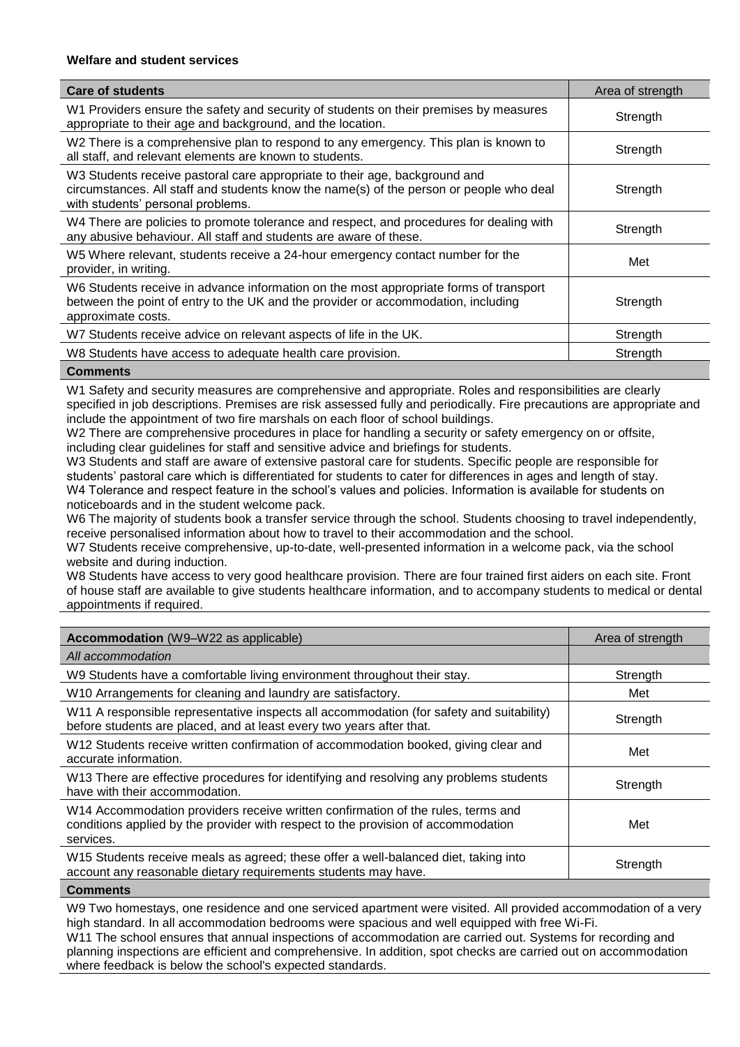**Welfare and student services**

| Care of students | Area of strength |
|---|---|
| W1 Providers ensure the safety and security of students on their premises by measures appropriate to their age and background, and the location. | Strength |
| W2 There is a comprehensive plan to respond to any emergency. This plan is known to all staff, and relevant elements are known to students. | Strength |
| W3 Students receive pastoral care appropriate to their age, background and circumstances. All staff and students know the name(s) of the person or people who deal with students' personal problems. | Strength |
| W4 There are policies to promote tolerance and respect, and procedures for dealing with any abusive behaviour. All staff and students are aware of these. | Strength |
| W5 Where relevant, students receive a 24-hour emergency contact number for the provider, in writing. | Met |
| W6 Students receive in advance information on the most appropriate forms of transport between the point of entry to the UK and the provider or accommodation, including approximate costs. | Strength |
| W7 Students receive advice on relevant aspects of life in the UK. | Strength |
| W8 Students have access to adequate health care provision. | Strength |

**Comments**

W1 Safety and security measures are comprehensive and appropriate. Roles and responsibilities are clearly specified in job descriptions. Premises are risk assessed fully and periodically. Fire precautions are appropriate and include the appointment of two fire marshals on each floor of school buildings.
W2 There are comprehensive procedures in place for handling a security or safety emergency on or offsite, including clear guidelines for staff and sensitive advice and briefings for students.
W3 Students and staff are aware of extensive pastoral care for students. Specific people are responsible for students' pastoral care which is differentiated for students to cater for differences in ages and length of stay.
W4 Tolerance and respect feature in the school's values and policies. Information is available for students on noticeboards and in the student welcome pack.
W6 The majority of students book a transfer service through the school. Students choosing to travel independently, receive personalised information about how to travel to their accommodation and the school.
W7 Students receive comprehensive, up-to-date, well-presented information in a welcome pack, via the school website and during induction.
W8 Students have access to very good healthcare provision. There are four trained first aiders on each site. Front of house staff are available to give students healthcare information, and to accompany students to medical or dental appointments if required.

| Accommodation (W9–W22 as applicable) | Area of strength |
|---|---|
| *All accommodation* | |
| W9 Students have a comfortable living environment throughout their stay. | Strength |
| W10 Arrangements for cleaning and laundry are satisfactory. | Met |
| W11 A responsible representative inspects all accommodation (for safety and suitability) before students are placed, and at least every two years after that. | Strength |
| W12 Students receive written confirmation of accommodation booked, giving clear and accurate information. | Met |
| W13 There are effective procedures for identifying and resolving any problems students have with their accommodation. | Strength |
| W14 Accommodation providers receive written confirmation of the rules, terms and conditions applied by the provider with respect to the provision of accommodation services. | Met |
| W15 Students receive meals as agreed; these offer a well-balanced diet, taking into account any reasonable dietary requirements students may have. | Strength |

**Comments**

W9 Two homestays, one residence and one serviced apartment were visited. All provided accommodation of a very high standard. In all accommodation bedrooms were spacious and well equipped with free Wi-Fi.
W11 The school ensures that annual inspections of accommodation are carried out. Systems for recording and planning inspections are efficient and comprehensive. In addition, spot checks are carried out on accommodation where feedback is below the school's expected standards.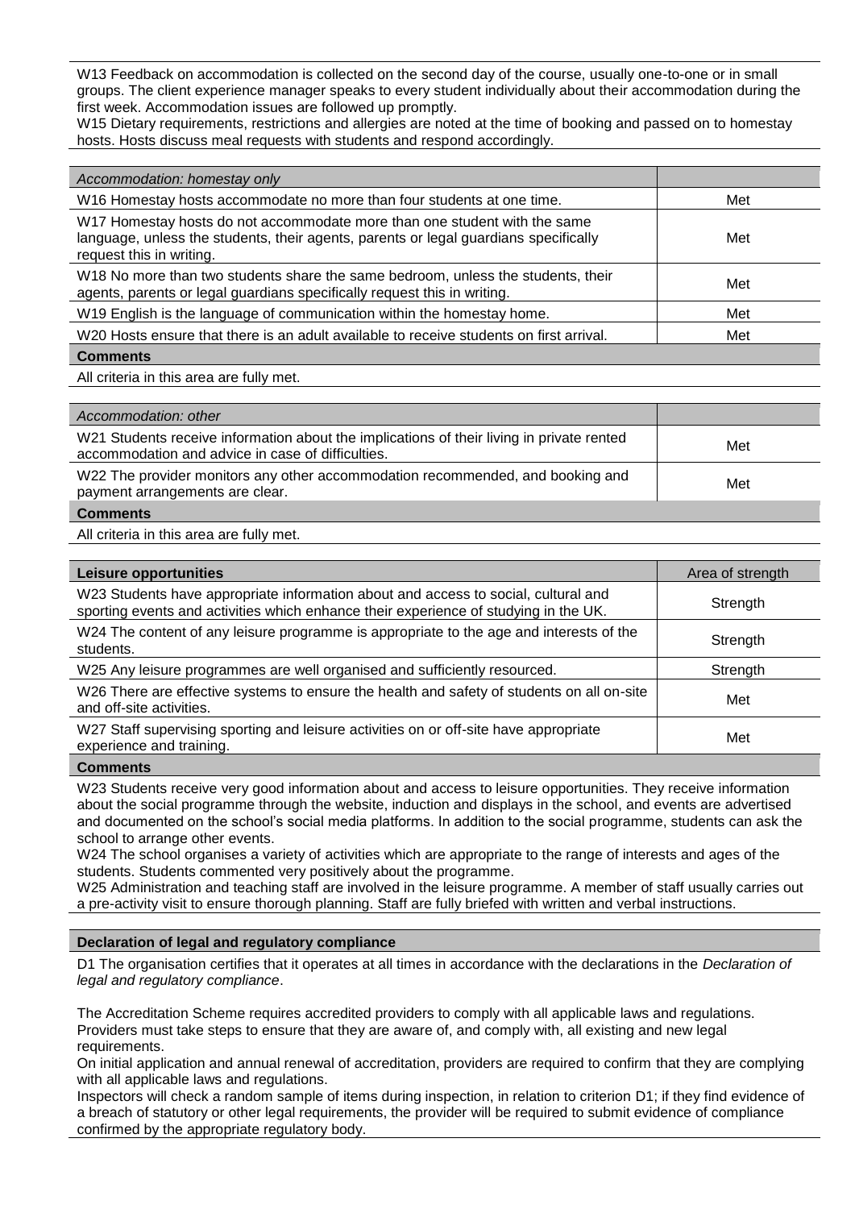W13 Feedback on accommodation is collected on the second day of the course, usually one-to-one or in small groups. The client experience manager speaks to every student individually about their accommodation during the first week. Accommodation issues are followed up promptly.
W15 Dietary requirements, restrictions and allergies are noted at the time of booking and passed on to homestay hosts. Hosts discuss meal requests with students and respond accordingly.

| *Accommodation: homestay only* | |
|---|---|
| W16 Homestay hosts accommodate no more than four students at one time. | Met |
| W17 Homestay hosts do not accommodate more than one student with the same language, unless the students, their agents, parents or legal guardians specifically request this in writing. | Met |
| W18 No more than two students share the same bedroom, unless the students, their agents, parents or legal guardians specifically request this in writing. | Met |
| W19 English is the language of communication within the homestay home. | Met |
| W20 Hosts ensure that there is an adult available to receive students on first arrival. | Met |

**Comments**

All criteria in this area are fully met.

| *Accommodation: other* | |
|---|---|
| W21 Students receive information about the implications of their living in private rented accommodation and advice in case of difficulties. | Met |
| W22 The provider monitors any other accommodation recommended, and booking and payment arrangements are clear. | Met |

**Comments**

All criteria in this area are fully met.

| **Leisure opportunities** | Area of strength |
|---|---|
| W23 Students have appropriate information about and access to social, cultural and sporting events and activities which enhance their experience of studying in the UK. | Strength |
| W24 The content of any leisure programme is appropriate to the age and interests of the students. | Strength |
| W25 Any leisure programmes are well organised and sufficiently resourced. | Strength |
| W26 There are effective systems to ensure the health and safety of students on all on-site and off-site activities. | Met |
| W27 Staff supervising sporting and leisure activities on or off-site have appropriate experience and training. | Met |

**Comments**

W23 Students receive very good information about and access to leisure opportunities. They receive information about the social programme through the website, induction and displays in the school, and events are advertised and documented on the school's social media platforms. In addition to the social programme, students can ask the school to arrange other events.
W24 The school organises a variety of activities which are appropriate to the range of interests and ages of the students. Students commented very positively about the programme.
W25 Administration and teaching staff are involved in the leisure programme. A member of staff usually carries out a pre-activity visit to ensure thorough planning. Staff are fully briefed with written and verbal instructions.

**Declaration of legal and regulatory compliance**

D1 The organisation certifies that it operates at all times in accordance with the declarations in the *Declaration of legal and regulatory compliance*.

The Accreditation Scheme requires accredited providers to comply with all applicable laws and regulations. Providers must take steps to ensure that they are aware of, and comply with, all existing and new legal requirements.
On initial application and annual renewal of accreditation, providers are required to confirm that they are complying with all applicable laws and regulations.
Inspectors will check a random sample of items during inspection, in relation to criterion D1; if they find evidence of a breach of statutory or other legal requirements, the provider will be required to submit evidence of compliance confirmed by the appropriate regulatory body.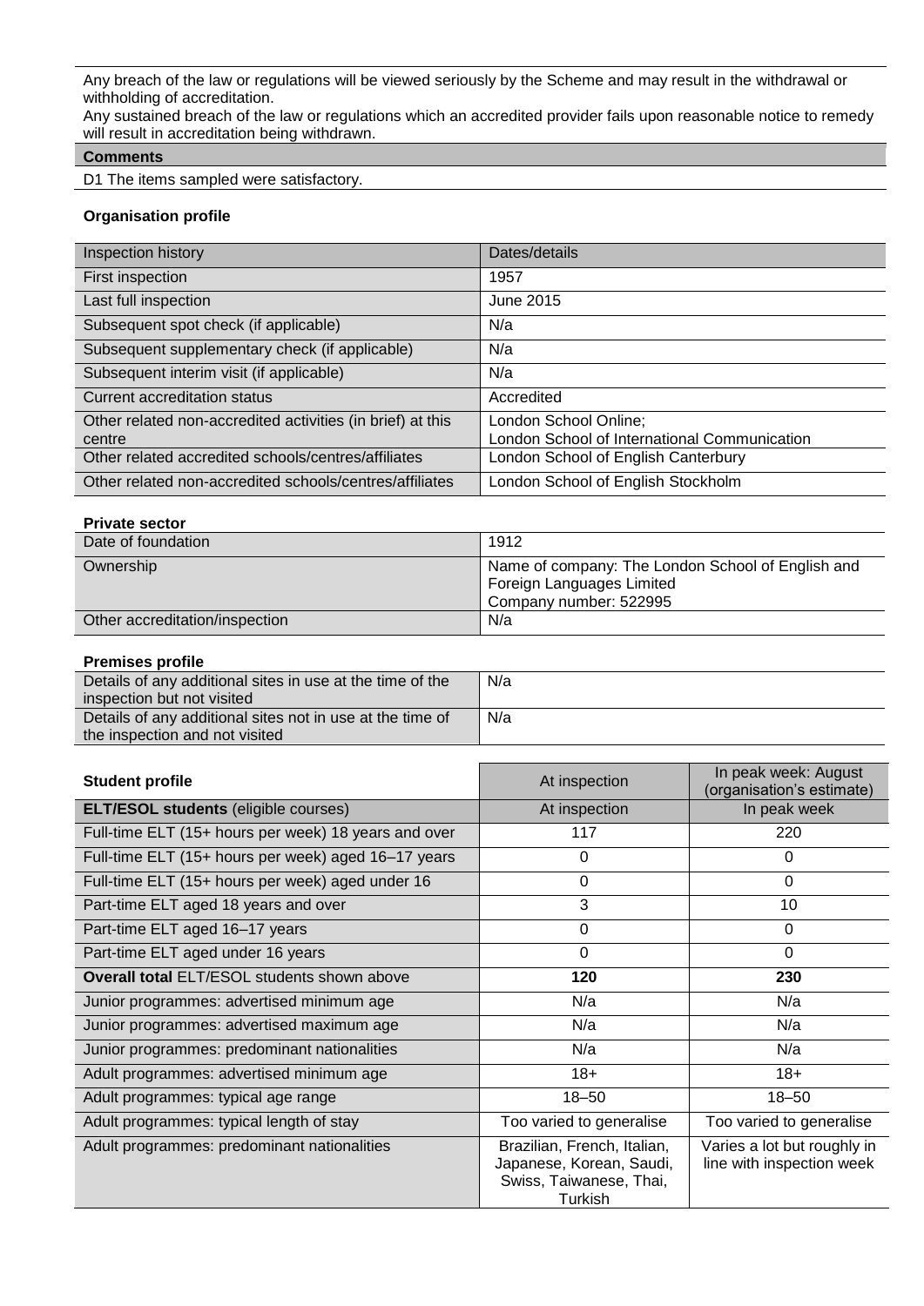Any breach of the law or regulations will be viewed seriously by the Scheme and may result in the withdrawal or withholding of accreditation.
Any sustained breach of the law or regulations which an accredited provider fails upon reasonable notice to remedy will result in accreditation being withdrawn.

| Comments |
| --- |
| D1 The items sampled were satisfactory. |

**Organisation profile**

| Inspection history | Dates/details |
| --- | --- |
| First inspection | 1957 |
| Last full inspection | June 2015 |
| Subsequent spot check (if applicable) | N/a |
| Subsequent supplementary check (if applicable) | N/a |
| Subsequent interim visit (if applicable) | N/a |
| Current accreditation status | Accredited |
| Other related non-accredited activities (in brief) at this centre | London School Online; London School of International Communication |
| Other related accredited schools/centres/affiliates | London School of English Canterbury |
| Other related non-accredited schools/centres/affiliates | London School of English Stockholm |

**Private sector**

| | |
| --- | --- |
| Date of foundation | 1912 |
| Ownership | Name of company: The London School of English and Foreign Languages Limited<br>Company number: 522995 |
| Other accreditation/inspection | N/a |

**Premises profile**

| | |
| --- | --- |
| Details of any additional sites in use at the time of the inspection but not visited | N/a |
| Details of any additional sites not in use at the time of the inspection and not visited | N/a |

| **Student profile** | At inspection | In peak week: August (organisation's estimate) |
| --- | --- | --- |
| **ELT/ESOL students** (eligible courses) | At inspection | In peak week |
| Full-time ELT (15+ hours per week) 18 years and over | 117 | 220 |
| Full-time ELT (15+ hours per week) aged 16–17 years | 0 | 0 |
| Full-time ELT (15+ hours per week) aged under 16 | 0 | 0 |
| Part-time ELT aged 18 years and over | 3 | 10 |
| Part-time ELT aged 16–17 years | 0 | 0 |
| Part-time ELT aged under 16 years | 0 | 0 |
| **Overall total** ELT/ESOL students shown above | **120** | **230** |
| Junior programmes: advertised minimum age | N/a | N/a |
| Junior programmes: advertised maximum age | N/a | N/a |
| Junior programmes: predominant nationalities | N/a | N/a |
| Adult programmes: advertised minimum age | 18+ | 18+ |
| Adult programmes: typical age range | 18–50 | 18–50 |
| Adult programmes: typical length of stay | Too varied to generalise | Too varied to generalise |
| Adult programmes: predominant nationalities | Brazilian, French, Italian, Japanese, Korean, Saudi, Swiss, Taiwanese, Thai, Turkish | Varies a lot but roughly in line with inspection week |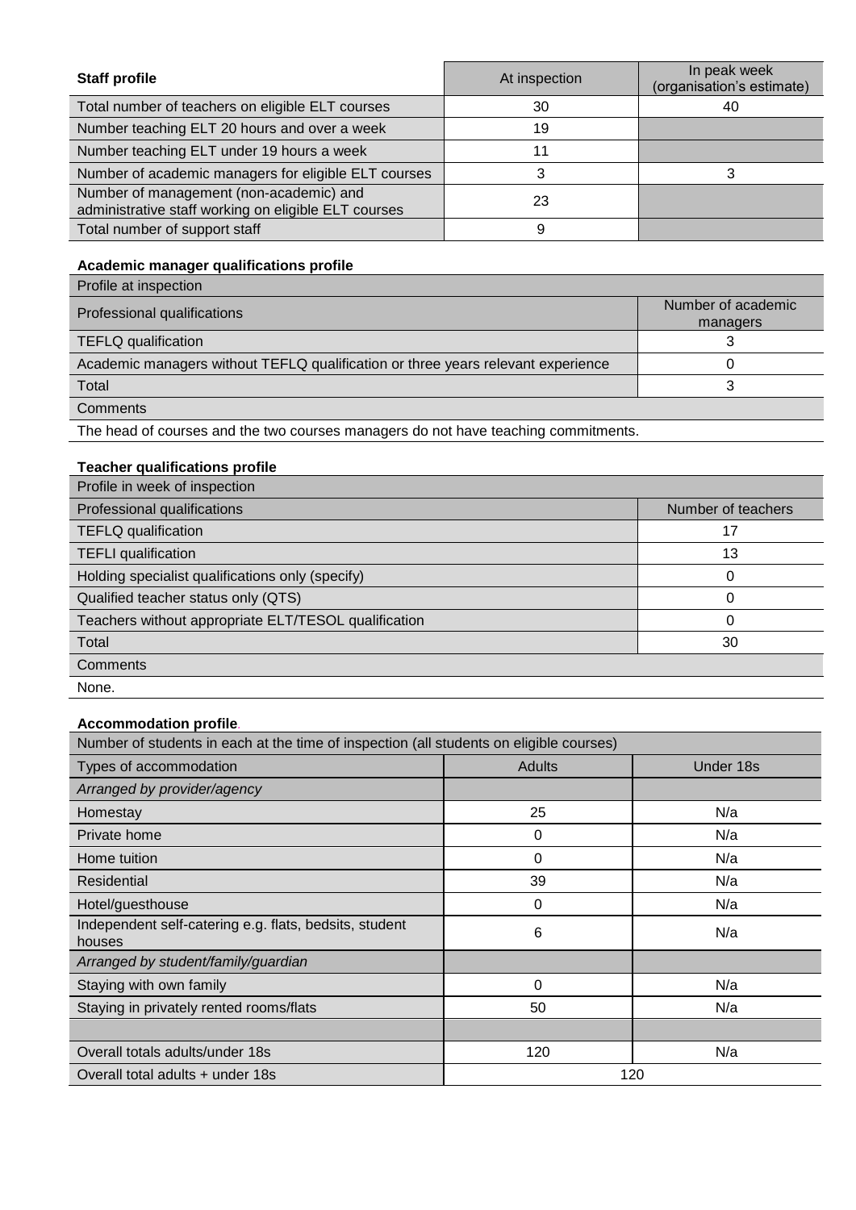| **Staff profile** | At inspection | In peak week (organisation's estimate) |
|---|---|---|
| Total number of teachers on eligible ELT courses | 30 | 40 |
| Number teaching ELT 20 hours and over a week | 19 | |
| Number teaching ELT under 19 hours a week | 11 | |
| Number of academic managers for eligible ELT courses | 3 | 3 |
| Number of management (non-academic) and administrative staff working on eligible ELT courses | 23 | |
| Total number of support staff | 9 | |

**Academic manager qualifications profile**

| Profile at inspection | |
|---|---|
| Professional qualifications | Number of academic managers |
| TEFLQ qualification | 3 |
| Academic managers without TEFLQ qualification or three years relevant experience | 0 |
| Total | 3 |
| Comments | |
| The head of courses and the two courses managers do not have teaching commitments. | |

**Teacher qualifications profile**

| Profile in week of inspection | |
|---|---|
| Professional qualifications | Number of teachers |
| TEFLQ qualification | 17 |
| TEFLI qualification | 13 |
| Holding specialist qualifications only (specify) | 0 |
| Qualified teacher status only (QTS) | 0 |
| Teachers without appropriate ELT/TESOL qualification | 0 |
| Total | 30 |
| Comments | |
| None. | |

**Accommodation profile**.

| Number of students in each at the time of inspection (all students on eligible courses) | | |
|---|---|---|
| Types of accommodation | Adults | Under 18s |
| *Arranged by provider/agency* | | |
| Homestay | 25 | N/a |
| Private home | 0 | N/a |
| Home tuition | 0 | N/a |
| Residential | 39 | N/a |
| Hotel/guesthouse | 0 | N/a |
| Independent self-catering e.g. flats, bedsits, student houses | 6 | N/a |
| *Arranged by student/family/guardian* | | |
| Staying with own family | 0 | N/a |
| Staying in privately rented rooms/flats | 50 | N/a |
| | | |
| Overall totals adults/under 18s | 120 | N/a |
| Overall total adults + under 18s | 120 | |